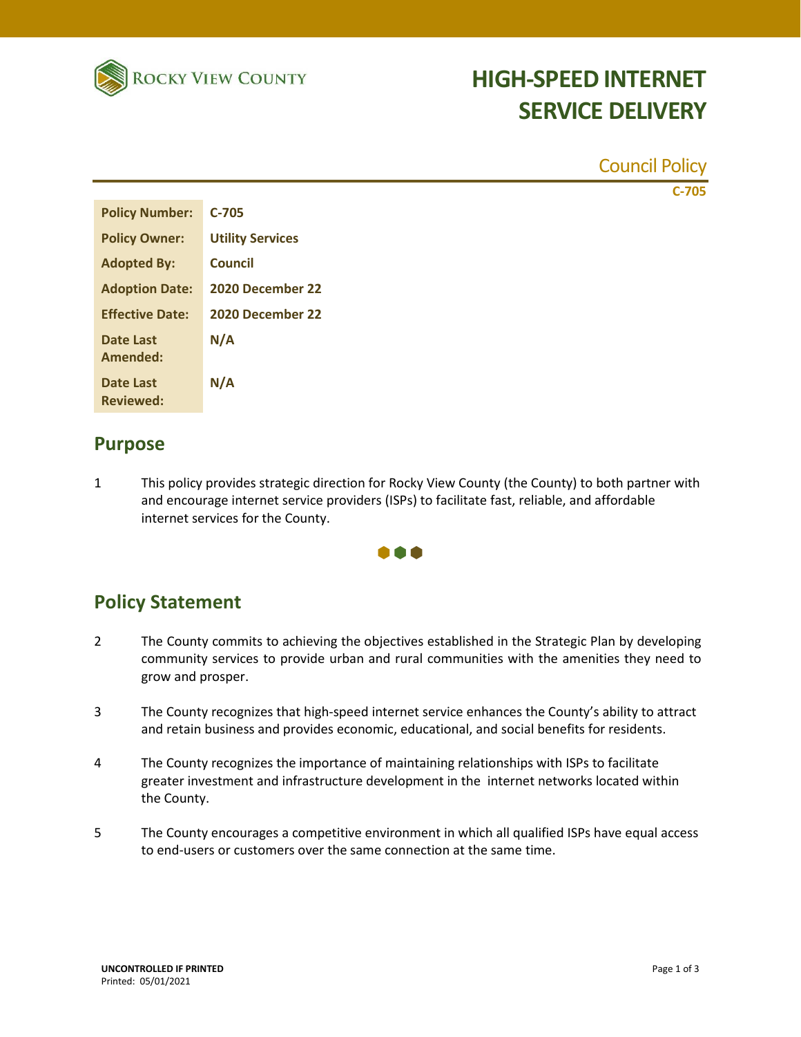Rocky View County

# HIGH-SPEED INTERNET SERVICE DELIVERY

Council Policy

C-705

| | |
|---|---|
| **Policy Number:** | **C-705** |
| **Policy Owner:** | **Utility Services** |
| **Adopted By:** | **Council** |
| **Adoption Date:** | **2020 December 22** |
| **Effective Date:** | **2020 December 22** |
| **Date Last Amended:** | **N/A** |
| **Date Last Reviewed:** | **N/A** |

## Purpose

1. This policy provides strategic direction for Rocky View County (the County) to both partner with and encourage internet service providers (ISPs) to facilitate fast, reliable, and affordable internet services for the County.

## Policy Statement

2. The County commits to achieving the objectives established in the Strategic Plan by developing community services to provide urban and rural communities with the amenities they need to grow and prosper.

3. The County recognizes that high-speed internet service enhances the County's ability to attract and retain business and provides economic, educational, and social benefits for residents.

4. The County recognizes the importance of maintaining relationships with ISPs to facilitate greater investment and infrastructure development in the internet networks located within the County.

5. The County encourages a competitive environment in which all qualified ISPs have equal access to end-users or customers over the same connection at the same time.

**UNCONTROLLED IF PRINTED**
Printed: 05/01/2021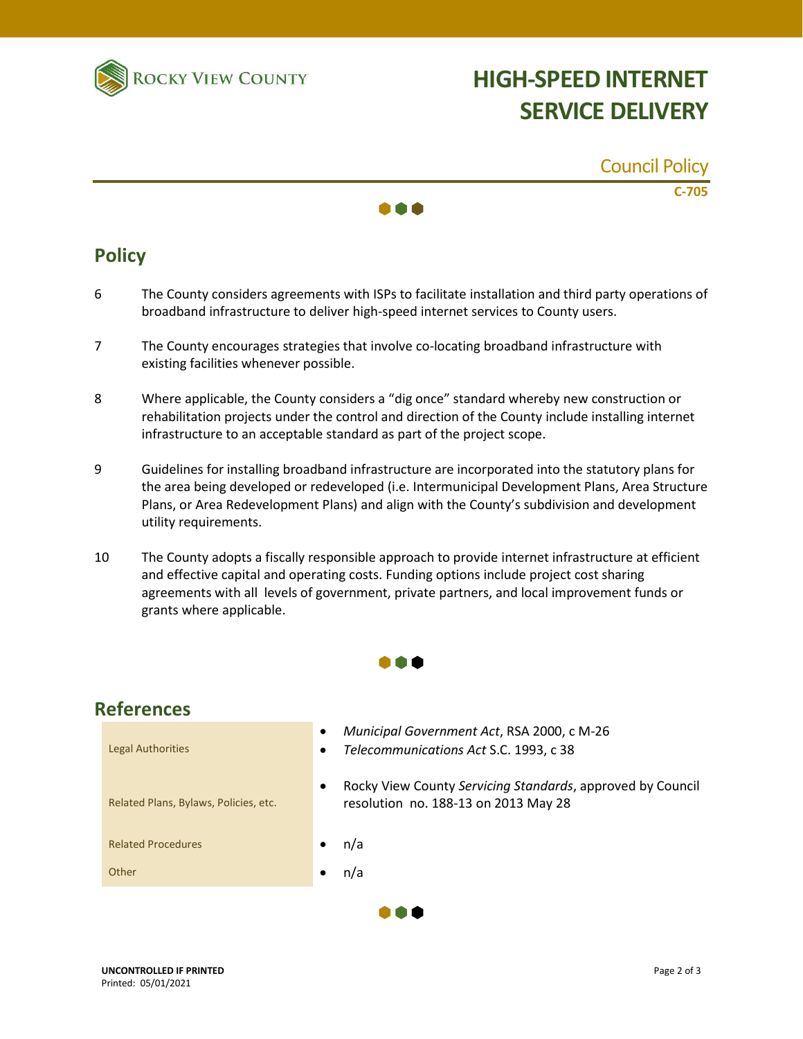# HIGH-SPEED INTERNET SERVICE DELIVERY

Council Policy

**C-705**

## Policy

6 The County considers agreements with ISPs to facilitate installation and third party operations of broadband infrastructure to deliver high-speed internet services to County users.

7 The County encourages strategies that involve co-locating broadband infrastructure with existing facilities whenever possible.

8 Where applicable, the County considers a “dig once” standard whereby new construction or rehabilitation projects under the control and direction of the County include installing internet infrastructure to an acceptable standard as part of the project scope.

9 Guidelines for installing broadband infrastructure are incorporated into the statutory plans for the area being developed or redeveloped (i.e. Intermunicipal Development Plans, Area Structure Plans, or Area Redevelopment Plans) and align with the County’s subdivision and development utility requirements.

10 The County adopts a fiscally responsible approach to provide internet infrastructure at efficient and effective capital and operating costs. Funding options include project cost sharing agreements with all levels of government, private partners, and local improvement funds or grants where applicable.

## References

| | |
|---|---|
| Legal Authorities | • *Municipal Government Act*, RSA 2000, c M-26<br>• *Telecommunications Act* S.C. 1993, c 38 |
| Related Plans, Bylaws, Policies, etc. | • Rocky View County *Servicing Standards*, approved by Council resolution no. 188-13 on 2013 May 28 |
| Related Procedures | • n/a |
| Other | • n/a |

**UNCONTROLLED IF PRINTED**
Printed: 05/01/2021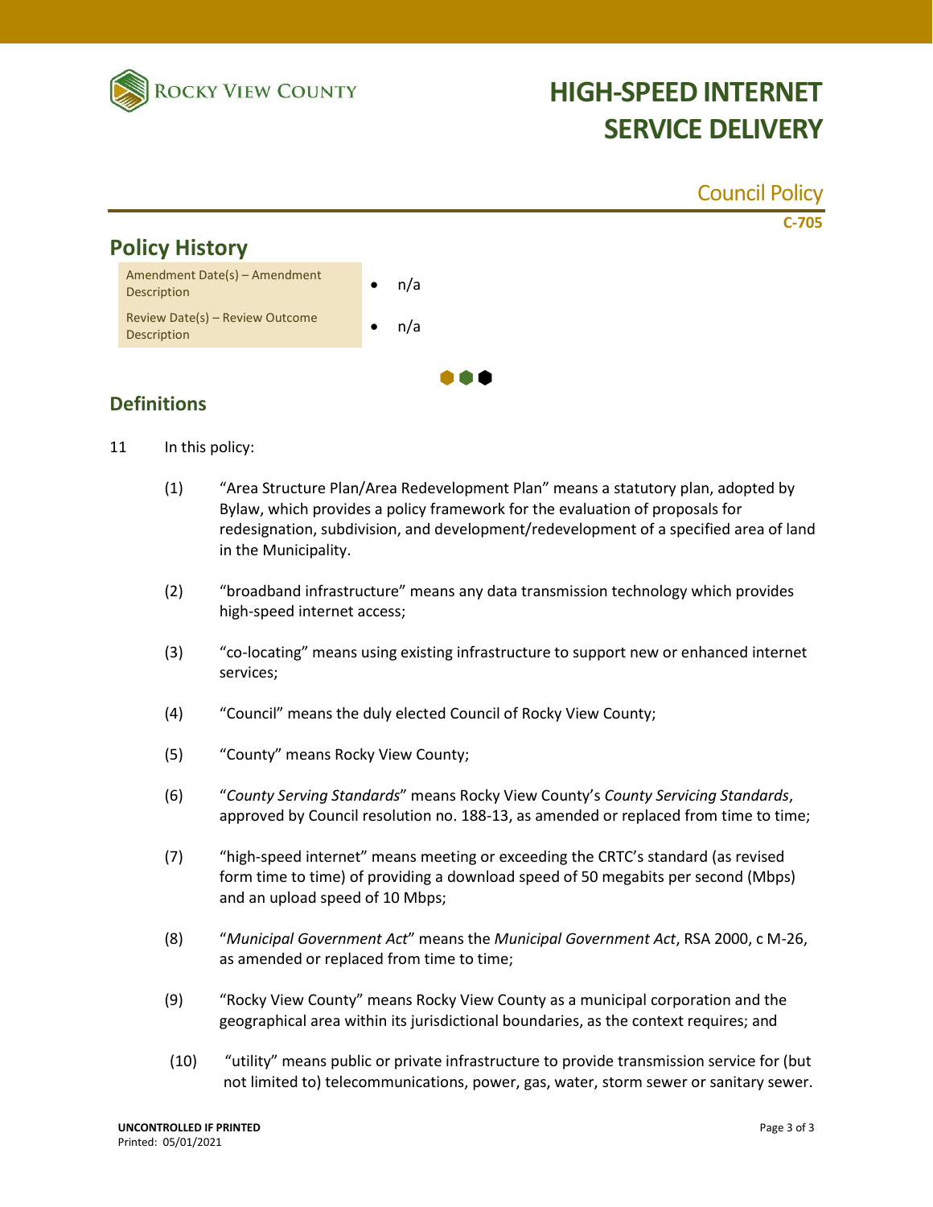# HIGH-SPEED INTERNET SERVICE DELIVERY

Council Policy

**C-705**

## Policy History

| | |
|---|---|
| Amendment Date(s) – Amendment Description | • n/a |
| Review Date(s) – Review Outcome Description | • n/a |

## Definitions

11 In this policy:

(1) "Area Structure Plan/Area Redevelopment Plan" means a statutory plan, adopted by Bylaw, which provides a policy framework for the evaluation of proposals for redesignation, subdivision, and development/redevelopment of a specified area of land in the Municipality.

(2) "broadband infrastructure" means any data transmission technology which provides high-speed internet access;

(3) "co-locating" means using existing infrastructure to support new or enhanced internet services;

(4) "Council" means the duly elected Council of Rocky View County;

(5) "County" means Rocky View County;

(6) "*County Serving Standards*" means Rocky View County's *County Servicing Standards*, approved by Council resolution no. 188-13, as amended or replaced from time to time;

(7) "high-speed internet" means meeting or exceeding the CRTC's standard (as revised form time to time) of providing a download speed of 50 megabits per second (Mbps) and an upload speed of 10 Mbps;

(8) "*Municipal Government Act*" means the *Municipal Government Act*, RSA 2000, c M-26, as amended or replaced from time to time;

(9) "Rocky View County" means Rocky View County as a municipal corporation and the geographical area within its jurisdictional boundaries, as the context requires; and

(10) "utility" means public or private infrastructure to provide transmission service for (but not limited to) telecommunications, power, gas, water, storm sewer or sanitary sewer.

**UNCONTROLLED IF PRINTED**
Printed: 05/01/2021